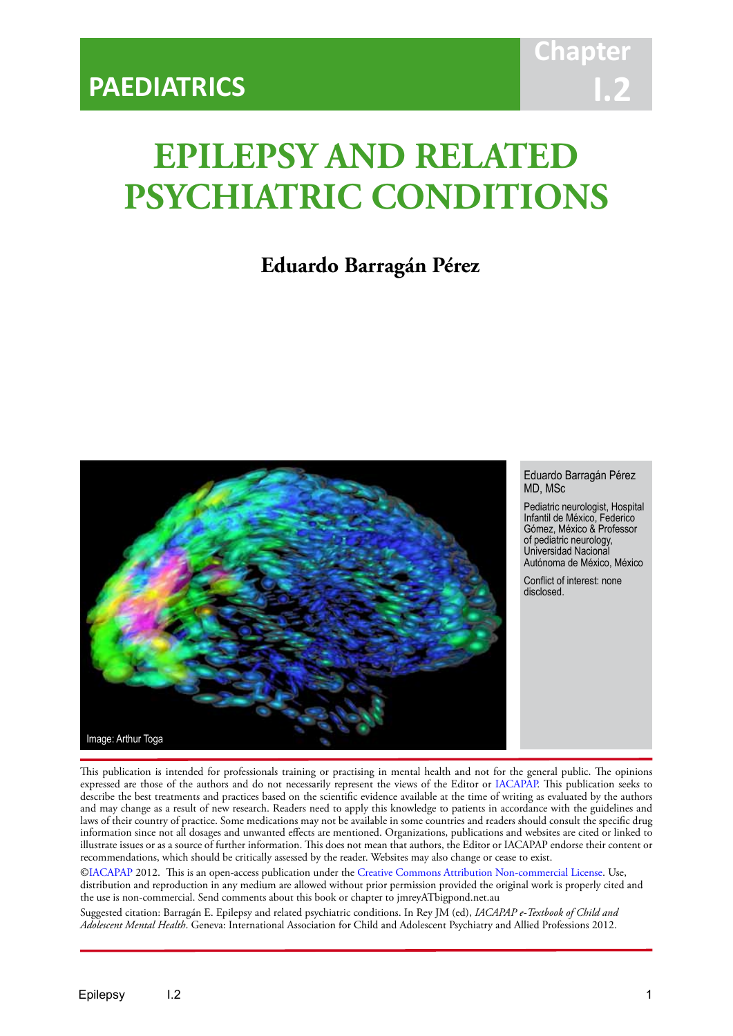PAEDIATRICS

Chapter I.2

# EPILEPSY AND RELATED PSYCHIATRIC CONDITIONS

**Eduardo Barragán Pérez**

Image: Arthur Toga

Eduardo Barragán Pérez MD, MSc

Pediatric neurologist, Hospital Infantil de México, Federico Gómez, México & Professor of pediatric neurology, Universidad Nacional Autónoma de México, México

Conflict of interest: none disclosed.

This publication is intended for professionals training or practising in mental health and not for the general public. The opinions expressed are those of the authors and do not necessarily represent the views of the Editor or IACAPAP. This publication seeks to describe the best treatments and practices based on the scientific evidence available at the time of writing as evaluated by the authors and may change as a result of new research. Readers need to apply this knowledge to patients in accordance with the guidelines and laws of their country of practice. Some medications may not be available in some countries and readers should consult the specific drug information since not all dosages and unwanted effects are mentioned. Organizations, publications and websites are cited or linked to illustrate issues or as a source of further information. This does not mean that authors, the Editor or IACAPAP endorse their content or recommendations, which should be critically assessed by the reader. Websites may also change or cease to exist.

©IACAPAP 2012. This is an open-access publication under the Creative Commons Attribution Non-commercial License. Use, distribution and reproduction in any medium are allowed without prior permission provided the original work is properly cited and the use is non-commercial. Send comments about this book or chapter to jmreyATbigpond.net.au

Suggested citation: Barragán E. Epilepsy and related psychiatric conditions. In Rey JM (ed), *IACAPAP e-Textbook of Child and Adolescent Mental Health*. Geneva: International Association for Child and Adolescent Psychiatry and Allied Professions 2012.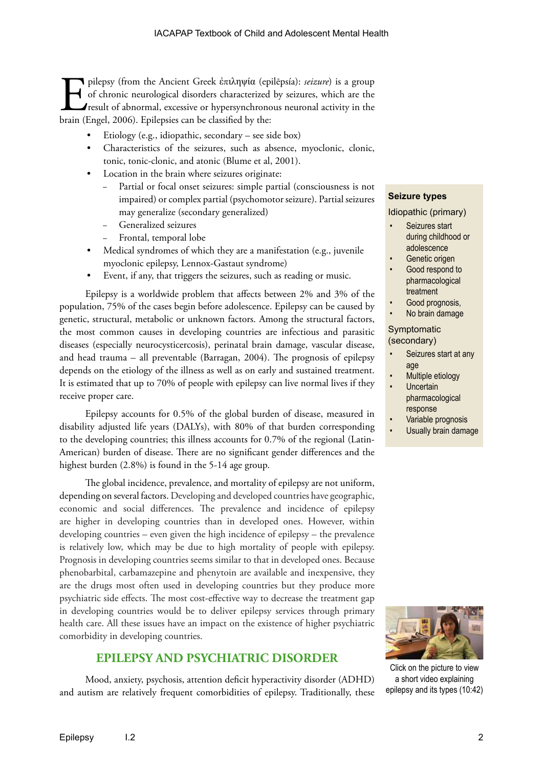Epilepsy (from the Ancient Greek ἐπιληψία (epilēpsía): *seizure*) is a group of chronic neurological disorders characterized by seizures, which are the result of abnormal, excessive or hypersynchronous neuronal activity in the brain (Engel, 2006). Epilepsies can be classified by the:

- Etiology (e.g., idiopathic, secondary – see side box)
- Characteristics of the seizures, such as absence, myoclonic, clonic, tonic, tonic-clonic, and atonic (Blume et al, 2001).
- Location in the brain where seizures originate:
  - Partial or focal onset seizures: simple partial (consciousness is not impaired) or complex partial (psychomotor seizure). Partial seizures may generalize (secondary generalized)
  - Generalized seizures
  - Frontal, temporal lobe
- Medical syndromes of which they are a manifestation (e.g., juvenile myoclonic epilepsy, Lennox-Gastaut syndrome)
- Event, if any, that triggers the seizures, such as reading or music.

Epilepsy is a worldwide problem that affects between 2% and 3% of the population, 75% of the cases begin before adolescence. Epilepsy can be caused by genetic, structural, metabolic or unknown factors. Among the structural factors, the most common causes in developing countries are infectious and parasitic diseases (especially neurocysticercosis), perinatal brain damage, vascular disease, and head trauma – all preventable (Barragan, 2004). The prognosis of epilepsy depends on the etiology of the illness as well as on early and sustained treatment. It is estimated that up to 70% of people with epilepsy can live normal lives if they receive proper care.

Epilepsy accounts for 0.5% of the global burden of disease, measured in disability adjusted life years (DALYs), with 80% of that burden corresponding to the developing countries; this illness accounts for 0.7% of the regional (Latin-American) burden of disease. There are no significant gender differences and the highest burden (2.8%) is found in the 5-14 age group.

The global incidence, prevalence, and mortality of epilepsy are not uniform, depending on several factors. Developing and developed countries have geographic, economic and social differences. The prevalence and incidence of epilepsy are higher in developing countries than in developed ones. However, within developing countries – even given the high incidence of epilepsy – the prevalence is relatively low, which may be due to high mortality of people with epilepsy. Prognosis in developing countries seems similar to that in developed ones. Because phenobarbital, carbamazepine and phenytoin are available and inexpensive, they are the drugs most often used in developing countries but they produce more psychiatric side effects. The most cost-effective way to decrease the treatment gap in developing countries would be to deliver epilepsy services through primary health care. All these issues have an impact on the existence of higher psychiatric comorbidity in developing countries.

**Seizure types**

Idiopathic (primary)

- Seizures start during childhood or adolescence
- Genetic origen
- Good respond to pharmacological treatment
- Good prognosis,
- No brain damage

Symptomatic (secondary)

- Seizures start at any age
- Multiple etiology
- Uncertain pharmacological response
- Variable prognosis
- Usually brain damage

Click on the picture to view a short video explaining epilepsy and its types (10:42)

## EPILEPSY AND PSYCHIATRIC DISORDER

Mood, anxiety, psychosis, attention deficit hyperactivity disorder (ADHD) and autism are relatively frequent comorbidities of epilepsy. Traditionally, these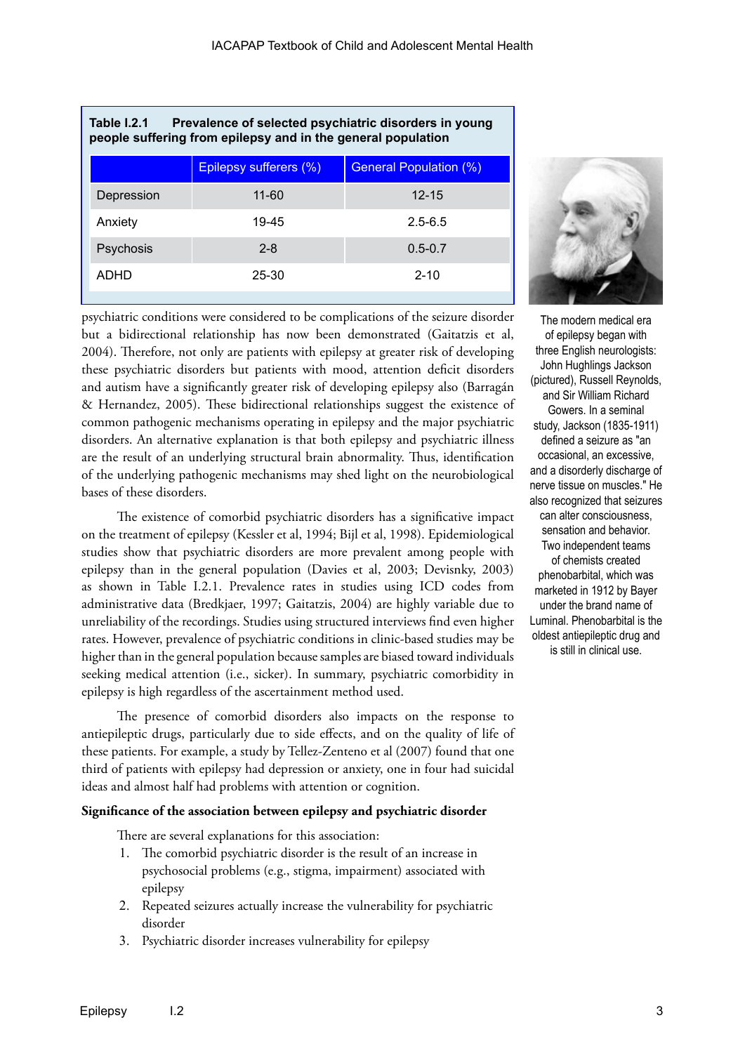**Table I.2.1 Prevalence of selected psychiatric disorders in young people suffering from epilepsy and in the general population**

| | Epilepsy sufferers (%) | General Population (%) |
|---|---|---|
| Depression | 11-60 | 12-15 |
| Anxiety | 19-45 | 2.5-6.5 |
| Psychosis | 2-8 | 0.5-0.7 |
| ADHD | 25-30 | 2-10 |

psychiatric conditions were considered to be complications of the seizure disorder but a bidirectional relationship has now been demonstrated (Gaitatzis et al, 2004). Therefore, not only are patients with epilepsy at greater risk of developing these psychiatric disorders but patients with mood, attention deficit disorders and autism have a significantly greater risk of developing epilepsy also (Barragán & Hernandez, 2005). These bidirectional relationships suggest the existence of common pathogenic mechanisms operating in epilepsy and the major psychiatric disorders. An alternative explanation is that both epilepsy and psychiatric illness are the result of an underlying structural brain abnormality. Thus, identification of the underlying pathogenic mechanisms may shed light on the neurobiological bases of these disorders.

The existence of comorbid psychiatric disorders has a significative impact on the treatment of epilepsy (Kessler et al, 1994; Bijl et al, 1998). Epidemiological studies show that psychiatric disorders are more prevalent among people with epilepsy than in the general population (Davies et al, 2003; Devisnky, 2003) as shown in Table I.2.1. Prevalence rates in studies using ICD codes from administrative data (Bredkjaer, 1997; Gaitatzis, 2004) are highly variable due to unreliability of the recordings. Studies using structured interviews find even higher rates. However, prevalence of psychiatric conditions in clinic-based studies may be higher than in the general population because samples are biased toward individuals seeking medical attention (i.e., sicker). In summary, psychiatric comorbidity in epilepsy is high regardless of the ascertainment method used.

The presence of comorbid disorders also impacts on the response to antiepileptic drugs, particularly due to side effects, and on the quality of life of these patients. For example, a study by Tellez-Zenteno et al (2007) found that one third of patients with epilepsy had depression or anxiety, one in four had suicidal ideas and almost half had problems with attention or cognition.

**Significance of the association between epilepsy and psychiatric disorder**

There are several explanations for this association:

1. The comorbid psychiatric disorder is the result of an increase in psychosocial problems (e.g., stigma, impairment) associated with epilepsy
2. Repeated seizures actually increase the vulnerability for psychiatric disorder
3. Psychiatric disorder increases vulnerability for epilepsy

The modern medical era of epilepsy began with three English neurologists: John Hughlings Jackson (pictured), Russell Reynolds, and Sir William Richard Gowers. In a seminal study, Jackson (1835-1911) defined a seizure as "an occasional, an excessive, and a disorderly discharge of nerve tissue on muscles." He also recognized that seizures can alter consciousness, sensation and behavior. Two independent teams of chemists created phenobarbital, which was marketed in 1912 by Bayer under the brand name of Luminal. Phenobarbital is the oldest antiepileptic drug and is still in clinical use.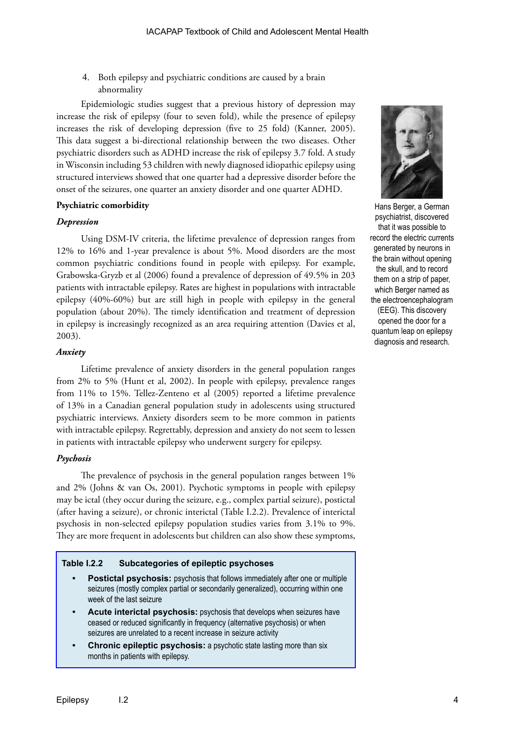4. Both epilepsy and psychiatric conditions are caused by a brain abnormality

Epidemiologic studies suggest that a previous history of depression may increase the risk of epilepsy (four to seven fold), while the presence of epilepsy increases the risk of developing depression (five to 25 fold) (Kanner, 2005). This data suggest a bi-directional relationship between the two diseases. Other psychiatric disorders such as ADHD increase the risk of epilepsy 3.7 fold. A study in Wisconsin including 53 children with newly diagnosed idiopathic epilepsy using structured interviews showed that one quarter had a depressive disorder before the onset of the seizures, one quarter an anxiety disorder and one quarter ADHD.

Hans Berger, a German psychiatrist, discovered that it was possible to record the electric currents generated by neurons in the brain without opening the skull, and to record them on a strip of paper, which Berger named as the electroencephalogram (EEG). This discovery opened the door for a quantum leap on epilepsy diagnosis and research.

**Psychiatric comorbidity**

***Depression***

Using DSM-IV criteria, the lifetime prevalence of depression ranges from 12% to 16% and 1-year prevalence is about 5%. Mood disorders are the most common psychiatric conditions found in people with epilepsy. For example, Grabowska-Gryzb et al (2006) found a prevalence of depression of 49.5% in 203 patients with intractable epilepsy. Rates are highest in populations with intractable epilepsy (40%-60%) but are still high in people with epilepsy in the general population (about 20%). The timely identification and treatment of depression in epilepsy is increasingly recognized as an area requiring attention (Davies et al, 2003).

***Anxiety***

Lifetime prevalence of anxiety disorders in the general population ranges from 2% to 5% (Hunt et al, 2002). In people with epilepsy, prevalence ranges from 11% to 15%. Tellez-Zenteno et al (2005) reported a lifetime prevalence of 13% in a Canadian general population study in adolescents using structured psychiatric interviews. Anxiety disorders seem to be more common in patients with intractable epilepsy. Regrettably, depression and anxiety do not seem to lessen in patients with intractable epilepsy who underwent surgery for epilepsy.

***Psychosis***

The prevalence of psychosis in the general population ranges between 1% and 2% (Johns & van Os, 2001). Psychotic symptoms in people with epilepsy may be ictal (they occur during the seizure, e.g., complex partial seizure), postictal (after having a seizure), or chronic interictal (Table I.2.2). Prevalence of interictal psychosis in non-selected epilepsy population studies varies from 3.1% to 9%. They are more frequent in adolescents but children can also show these symptoms,

**Table I.2.2 Subcategories of epileptic psychoses**

- **Postictal psychosis:** psychosis that follows immediately after one or multiple seizures (mostly complex partial or secondarily generalized), occurring within one week of the last seizure
- **Acute interictal psychosis:** psychosis that develops when seizures have ceased or reduced significantly in frequency (alternative psychosis) or when seizures are unrelated to a recent increase in seizure activity
- **Chronic epileptic psychosis:** a psychotic state lasting more than six months in patients with epilepsy.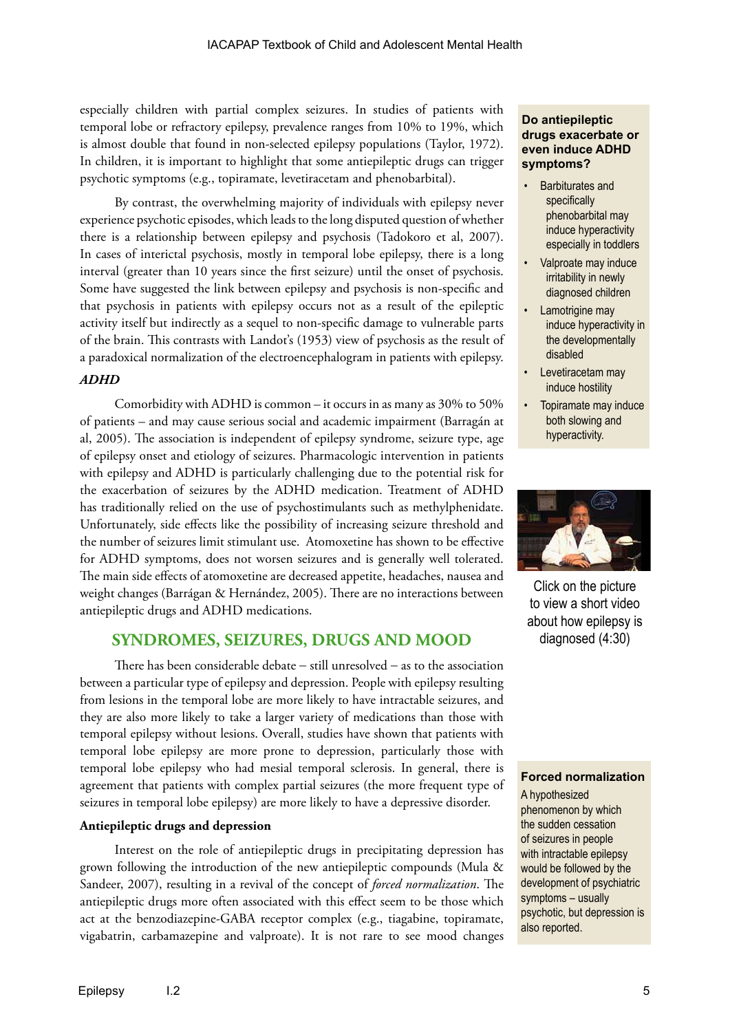especially children with partial complex seizures. In studies of patients with temporal lobe or refractory epilepsy, prevalence ranges from 10% to 19%, which is almost double that found in non-selected epilepsy populations (Taylor, 1972). In children, it is important to highlight that some antiepileptic drugs can trigger psychotic symptoms (e.g., topiramate, levitiracetam and phenobarbital).

By contrast, the overwhelming majority of individuals with epilepsy never experience psychotic episodes, which leads to the long disputed question of whether there is a relationship between epilepsy and psychosis (Tadokoro et al, 2007). In cases of interictal psychosis, mostly in temporal lobe epilepsy, there is a long interval (greater than 10 years since the first seizure) until the onset of psychosis. Some have suggested the link between epilepsy and psychosis is non-specific and that psychosis in patients with epilepsy occurs not as a result of the epileptic activity itself but indirectly as a sequel to non-specific damage to vulnerable parts of the brain. This contrasts with Landot's (1953) view of psychosis as the result of a paradoxical normalization of the electroencephalogram in patients with epilepsy.

***ADHD***

Comorbidity with ADHD is common – it occurs in as many as 30% to 50% of patients – and may cause serious social and academic impairment (Barragán at al, 2005). The association is independent of epilepsy syndrome, seizure type, age of epilepsy onset and etiology of seizures. Pharmacologic intervention in patients with epilepsy and ADHD is particularly challenging due to the potential risk for the exacerbation of seizures by the ADHD medication. Treatment of ADHD has traditionally relied on the use of psychostimulants such as methylphenidate. Unfortunately, side effects like the possibility of increasing seizure threshold and the number of seizures limit stimulant use. Atomoxetine has shown to be effective for ADHD symptoms, does not worsen seizures and is generally well tolerated. The main side effects of atomoxetine are decreased appetite, headaches, nausea and weight changes (Barrágan & Hernández, 2005). There are no interactions between antiepileptic drugs and ADHD medications.

**Do antiepileptic drugs exacerbate or even induce ADHD symptoms?**

- Barbiturates and specifically phenobarbital may induce hyperactivity especially in toddlers
- Valproate may induce irritability in newly diagnosed children
- Lamotrigine may induce hyperactivity in the developmentally disabled
- Levetiracetam may induce hostility
- Topiramate may induce both slowing and hyperactivity.

Click on the picture to view a short video about how epilepsy is diagnosed (4:30)

## SYNDROMES, SEIZURES, DRUGS AND MOOD

There has been considerable debate – still unresolved – as to the association between a particular type of epilepsy and depression. People with epilepsy resulting from lesions in the temporal lobe are more likely to have intractable seizures, and they are also more likely to take a larger variety of medications than those with temporal epilepsy without lesions. Overall, studies have shown that patients with temporal lobe epilepsy are more prone to depression, particularly those with temporal lobe epilepsy who had mesial temporal sclerosis. In general, there is agreement that patients with complex partial seizures (the more frequent type of seizures in temporal lobe epilepsy) are more likely to have a depressive disorder.

**Antiepileptic drugs and depression**

Interest on the role of antiepileptic drugs in precipitating depression has grown following the introduction of the new antiepileptic compounds (Mula & Sandeer, 2007), resulting in a revival of the concept of *forced normalization*. The antiepileptic drugs more often associated with this effect seem to be those which act at the benzodiazepine-GABA receptor complex (e.g., tiagabine, topiramate, vigabatrin, carbamazepine and valproate). It is not rare to see mood changes

**Forced normalization**

A hypothesized phenomenon by which the sudden cessation of seizures in people with intractable epilepsy would be followed by the development of psychiatric symptoms – usually psychotic, but depression is also reported.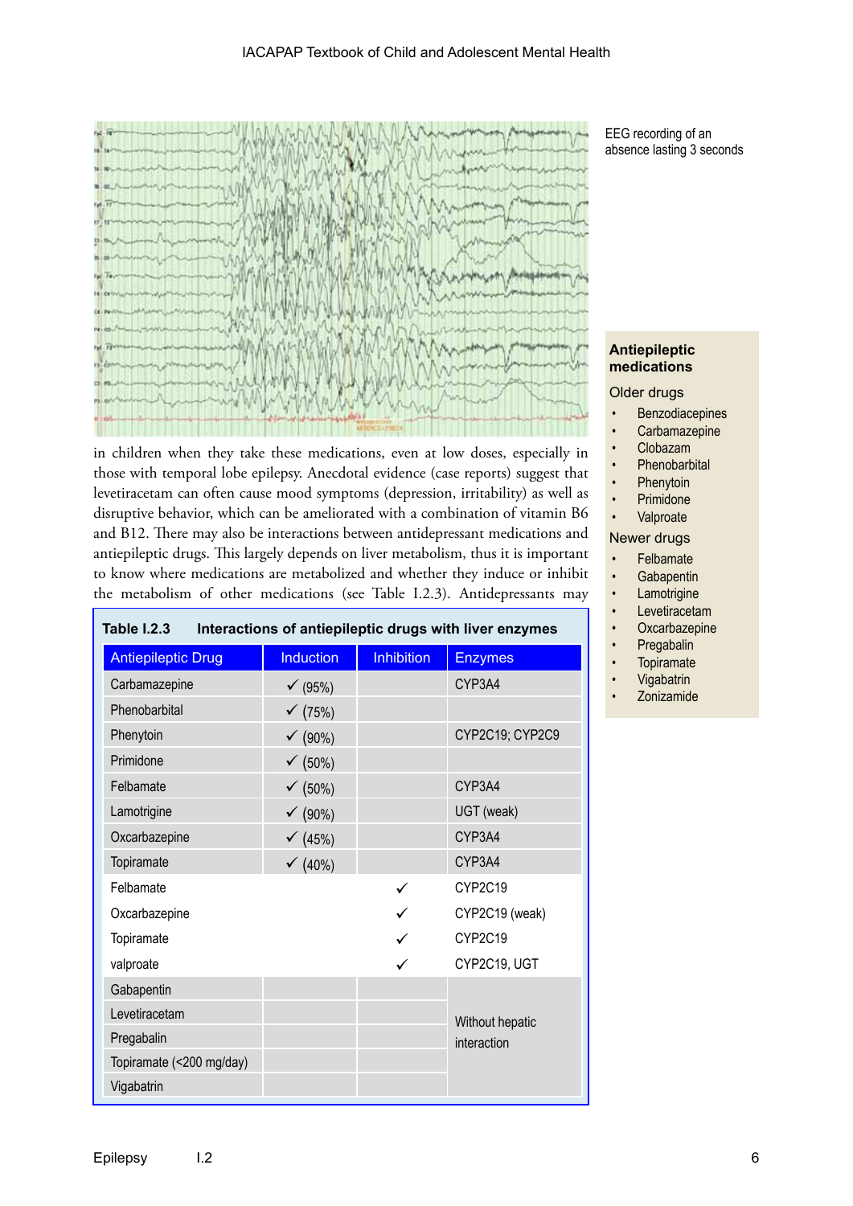EEG recording of an absence lasting 3 seconds

in children when they take these medications, even at low doses, especially in those with temporal lobe epilepsy. Anecdotal evidence (case reports) suggest that levetiracetam can often cause mood symptoms (depression, irritability) as well as disruptive behavior, which can be ameliorated with a combination of vitamin B6 and B12. There may also be interactions between antidepressant medications and antiepileptic drugs. This largely depends on liver metabolism, thus it is important to know where medications are metabolized and whether they induce or inhibit the metabolism of other medications (see Table I.2.3). Antidepressants may

**Table I.2.3 Interactions of antiepileptic drugs with liver enzymes**

| Antiepileptic Drug | Induction | Inhibition | Enzymes |
|---|---|---|---|
| Carbamazepine | ✓ (95%) | | CYP3A4 |
| Phenobarbital | ✓ (75%) | | |
| Phenytoin | ✓ (90%) | | CYP2C19; CYP2C9 |
| Primidone | ✓ (50%) | | |
| Felbamate | ✓ (50%) | | CYP3A4 |
| Lamotrigine | ✓ (90%) | | UGT (weak) |
| Oxcarbazepine | ✓ (45%) | | CYP3A4 |
| Topiramate | ✓ (40%) | | CYP3A4 |
| Felbamate | | ✓ | CYP2C19 |
| Oxcarbazepine | | ✓ | CYP2C19 (weak) |
| Topiramate | | ✓ | CYP2C19 |
| valproate | | ✓ | CYP2C19, UGT |
| Gabapentin | | | Without hepatic interaction |
| Levetiracetam | | | |
| Pregabalin | | | |
| Topiramate (<200 mg/day) | | | |
| Vigabatrin | | | |

**Antiepileptic medications**

Older drugs

- Benzodiacepines
- Carbamazepine
- Clobazam
- Phenobarbital
- Phenytoin
- Primidone
- Valproate

Newer drugs

- Felbamate
- Gabapentin
- Lamotrigine
- Levetiracetam
- Oxcarbazepine
- Pregabalin
- Topiramate
- Vigabatrin
- Zonizamide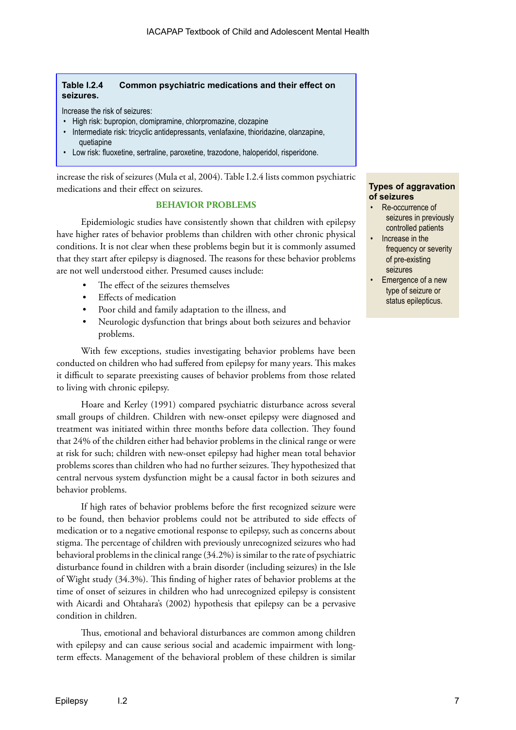**Table I.2.4 Common psychiatric medications and their effect on seizures.**

Increase the risk of seizures:

- High risk: bupropion, clomipramine, chlorpromazine, clozapine
- Intermediate risk: tricyclic antidepressants, venlafaxine, thioridazine, olanzapine, quetiapine
- Low risk: fluoxetine, sertraline, paroxetine, trazodone, haloperidol, risperidone.

increase the risk of seizures (Mula et al, 2004). Table I.2.4 lists common psychiatric medications and their effect on seizures.

**Types of aggravation of seizures**

- Re-occurrence of seizures in previously controlled patients
- Increase in the frequency or severity of pre-existing seizures
- Emergence of a new type of seizure or status epilepticus.

## BEHAVIOR PROBLEMS

Epidemiologic studies have consistently shown that children with epilepsy have higher rates of behavior problems than children with other chronic physical conditions. It is not clear when these problems begin but it is commonly assumed that they start after epilepsy is diagnosed. The reasons for these behavior problems are not well understood either. Presumed causes include:

- The effect of the seizures themselves
- Effects of medication
- Poor child and family adaptation to the illness, and
- Neurologic dysfunction that brings about both seizures and behavior problems.

With few exceptions, studies investigating behavior problems have been conducted on children who had suffered from epilepsy for many years. This makes it difficult to separate preexisting causes of behavior problems from those related to living with chronic epilepsy.

Hoare and Kerley (1991) compared psychiatric disturbance across several small groups of children. Children with new-onset epilepsy were diagnosed and treatment was initiated within three months before data collection. They found that 24% of the children either had behavior problems in the clinical range or were at risk for such; children with new-onset epilepsy had higher mean total behavior problems scores than children who had no further seizures. They hypothesized that central nervous system dysfunction might be a causal factor in both seizures and behavior problems.

If high rates of behavior problems before the first recognized seizure were to be found, then behavior problems could not be attributed to side effects of medication or to a negative emotional response to epilepsy, such as concerns about stigma. The percentage of children with previously unrecognized seizures who had behavioral problems in the clinical range (34.2%) is similar to the rate of psychiatric disturbance found in children with a brain disorder (including seizures) in the Isle of Wight study (34.3%). This finding of higher rates of behavior problems at the time of onset of seizures in children who had unrecognized epilepsy is consistent with Aicardi and Ohtahara's (2002) hypothesis that epilepsy can be a pervasive condition in children.

Thus, emotional and behavioral disturbances are common among children with epilepsy and can cause serious social and academic impairment with long-term effects. Management of the behavioral problem of these children is similar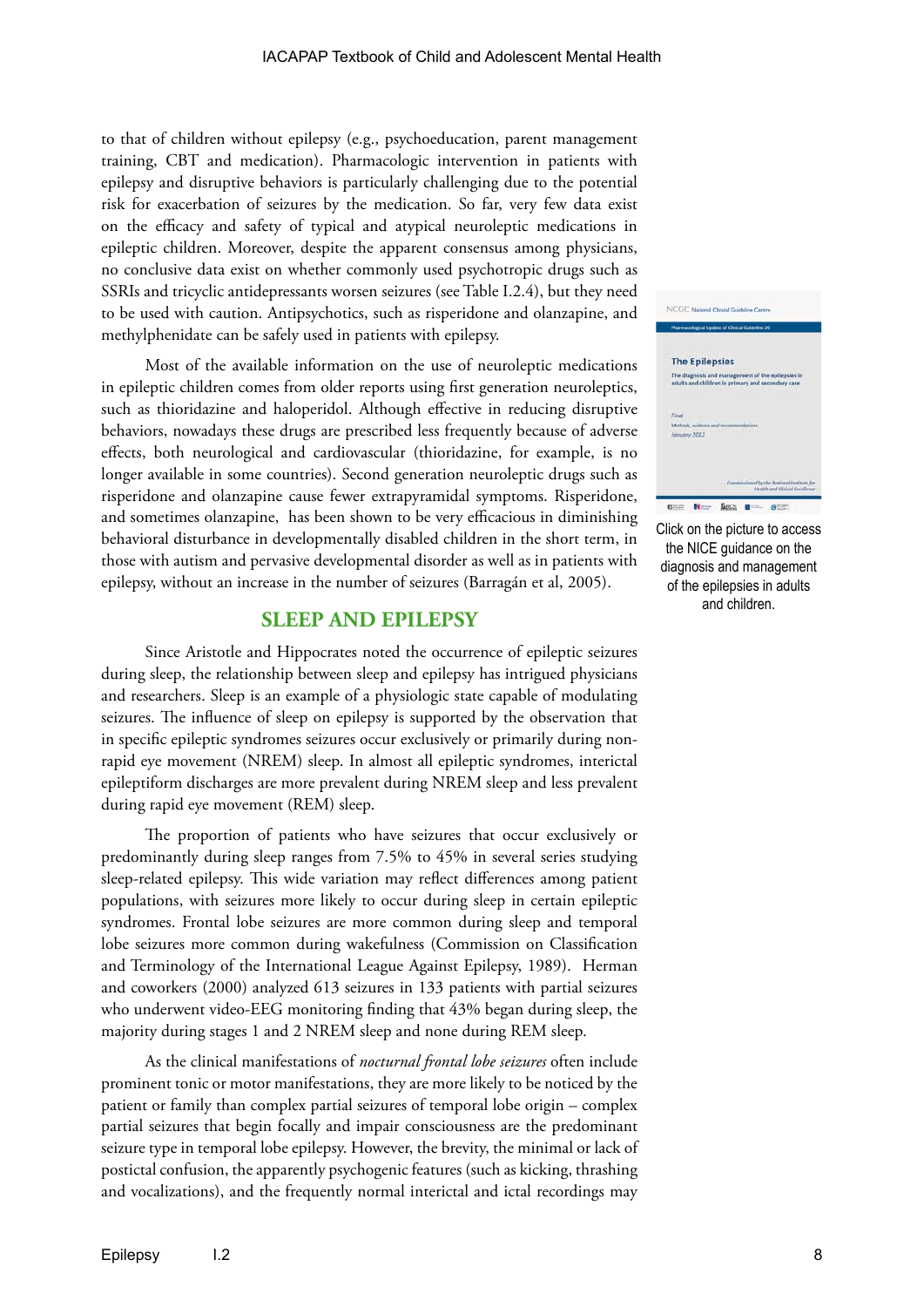to that of children without epilepsy (e.g., psychoeducation, parent management training, CBT and medication). Pharmacologic intervention in patients with epilepsy and disruptive behaviors is particularly challenging due to the potential risk for exacerbation of seizures by the medication. So far, very few data exist on the efficacy and safety of typical and atypical neuroleptic medications in epileptic children. Moreover, despite the apparent consensus among physicians, no conclusive data exist on whether commonly used psychotropic drugs such as SSRIs and tricyclic antidepressants worsen seizures (see Table I.2.4), but they need to be used with caution. Antipsychotics, such as risperidone and olanzapine, and methylphenidate can be safely used in patients with epilepsy.

Most of the available information on the use of neuroleptic medications in epileptic children comes from older reports using first generation neuroleptics, such as thioridazine and haloperidol. Although effective in reducing disruptive behaviors, nowadays these drugs are prescribed less frequently because of adverse effects, both neurological and cardiovascular (thioridazine, for example, is no longer available in some countries). Second generation neuroleptic drugs such as risperidone and olanzapine cause fewer extrapyramidal symptoms. Risperidone, and sometimes olanzapine, has been shown to be very efficacious in diminishing behavioral disturbance in developmentally disabled children in the short term, in those with autism and pervasive developmental disorder as well as in patients with epilepsy, without an increase in the number of seizures (Barragán et al, 2005).

Click on the picture to access the NICE guidance on the diagnosis and management of the epilepsies in adults and children.

## SLEEP AND EPILEPSY

Since Aristotle and Hippocrates noted the occurrence of epileptic seizures during sleep, the relationship between sleep and epilepsy has intrigued physicians and researchers. Sleep is an example of a physiologic state capable of modulating seizures. The influence of sleep on epilepsy is supported by the observation that in specific epileptic syndromes seizures occur exclusively or primarily during non-rapid eye movement (NREM) sleep. In almost all epileptic syndromes, interictal epileptiform discharges are more prevalent during NREM sleep and less prevalent during rapid eye movement (REM) sleep.

The proportion of patients who have seizures that occur exclusively or predominantly during sleep ranges from 7.5% to 45% in several series studying sleep-related epilepsy. This wide variation may reflect differences among patient populations, with seizures more likely to occur during sleep in certain epileptic syndromes. Frontal lobe seizures are more common during sleep and temporal lobe seizures more common during wakefulness (Commission on Classification and Terminology of the International League Against Epilepsy, 1989). Herman and coworkers (2000) analyzed 613 seizures in 133 patients with partial seizures who underwent video-EEG monitoring finding that 43% began during sleep, the majority during stages 1 and 2 NREM sleep and none during REM sleep.

As the clinical manifestations of *nocturnal frontal lobe seizures* often include prominent tonic or motor manifestations, they are more likely to be noticed by the patient or family than complex partial seizures of temporal lobe origin – complex partial seizures that begin focally and impair consciousness are the predominant seizure type in temporal lobe epilepsy. However, the brevity, the minimal or lack of postictal confusion, the apparently psychogenic features (such as kicking, thrashing and vocalizations), and the frequently normal interictal and ictal recordings may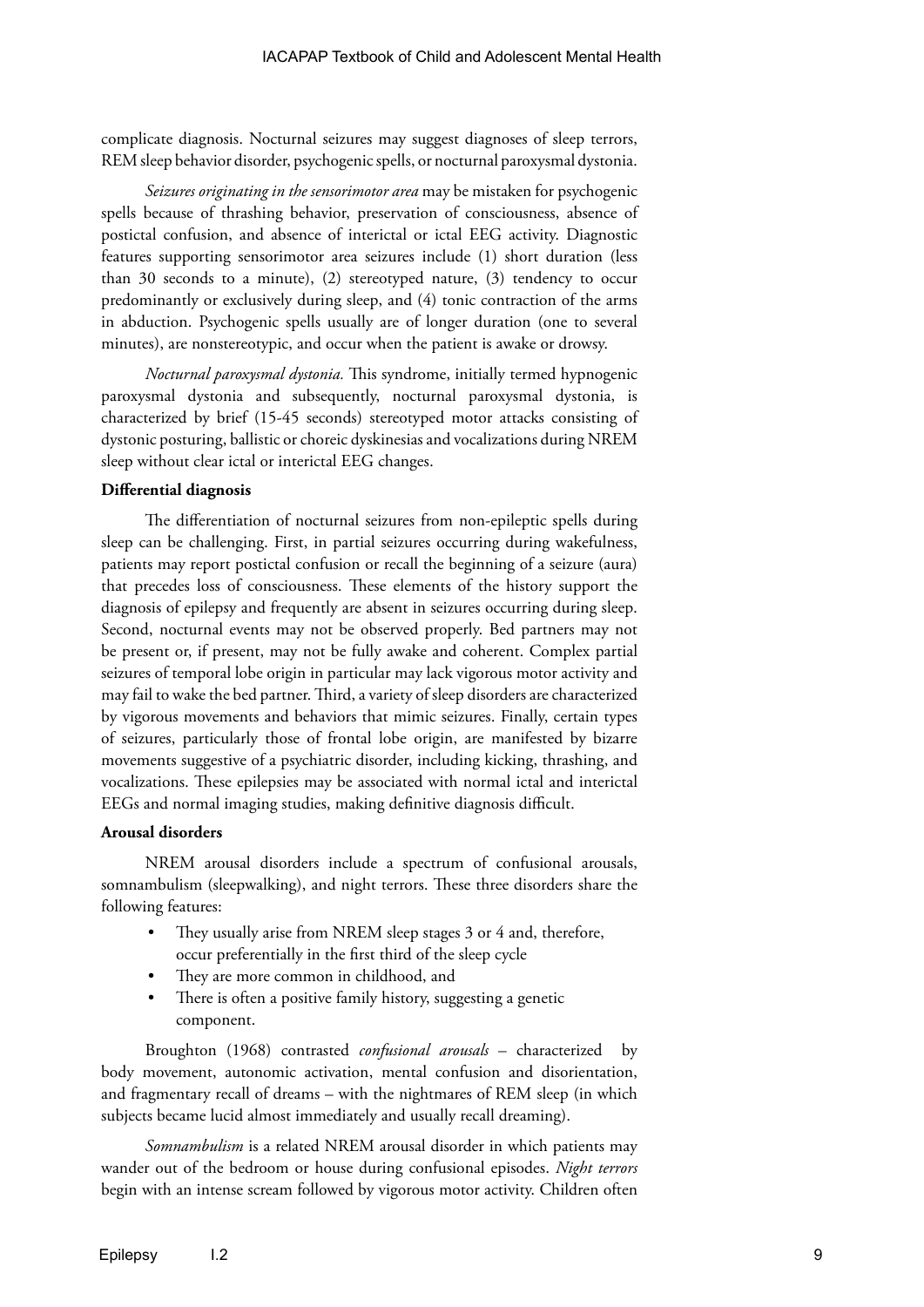complicate diagnosis. Nocturnal seizures may suggest diagnoses of sleep terrors, REM sleep behavior disorder, psychogenic spells, or nocturnal paroxysmal dystonia.

*Seizures originating in the sensorimotor area* may be mistaken for psychogenic spells because of thrashing behavior, preservation of consciousness, absence of postictal confusion, and absence of interictal or ictal EEG activity. Diagnostic features supporting sensorimotor area seizures include (1) short duration (less than 30 seconds to a minute), (2) stereotyped nature, (3) tendency to occur predominantly or exclusively during sleep, and (4) tonic contraction of the arms in abduction. Psychogenic spells usually are of longer duration (one to several minutes), are nonstereotypic, and occur when the patient is awake or drowsy.

*Nocturnal paroxysmal dystonia.* This syndrome, initially termed hypnogenic paroxysmal dystonia and subsequently, nocturnal paroxysmal dystonia, is characterized by brief (15-45 seconds) stereotyped motor attacks consisting of dystonic posturing, ballistic or choreic dyskinesias and vocalizations during NREM sleep without clear ictal or interictal EEG changes.

**Differential diagnosis**

The differentiation of nocturnal seizures from non-epileptic spells during sleep can be challenging. First, in partial seizures occurring during wakefulness, patients may report postictal confusion or recall the beginning of a seizure (aura) that precedes loss of consciousness. These elements of the history support the diagnosis of epilepsy and frequently are absent in seizures occurring during sleep. Second, nocturnal events may not be observed properly. Bed partners may not be present or, if present, may not be fully awake and coherent. Complex partial seizures of temporal lobe origin in particular may lack vigorous motor activity and may fail to wake the bed partner. Third, a variety of sleep disorders are characterized by vigorous movements and behaviors that mimic seizures. Finally, certain types of seizures, particularly those of frontal lobe origin, are manifested by bizarre movements suggestive of a psychiatric disorder, including kicking, thrashing, and vocalizations. These epilepsies may be associated with normal ictal and interictal EEGs and normal imaging studies, making definitive diagnosis difficult.

**Arousal disorders**

NREM arousal disorders include a spectrum of confusional arousals, somnambulism (sleepwalking), and night terrors. These three disorders share the following features:

- They usually arise from NREM sleep stages 3 or 4 and, therefore, occur preferentially in the first third of the sleep cycle
- They are more common in childhood, and
- There is often a positive family history, suggesting a genetic component.

Broughton (1968) contrasted *confusional arousals* – characterized by body movement, autonomic activation, mental confusion and disorientation, and fragmentary recall of dreams – with the nightmares of REM sleep (in which subjects became lucid almost immediately and usually recall dreaming).

*Somnambulism* is a related NREM arousal disorder in which patients may wander out of the bedroom or house during confusional episodes. *Night terrors* begin with an intense scream followed by vigorous motor activity. Children often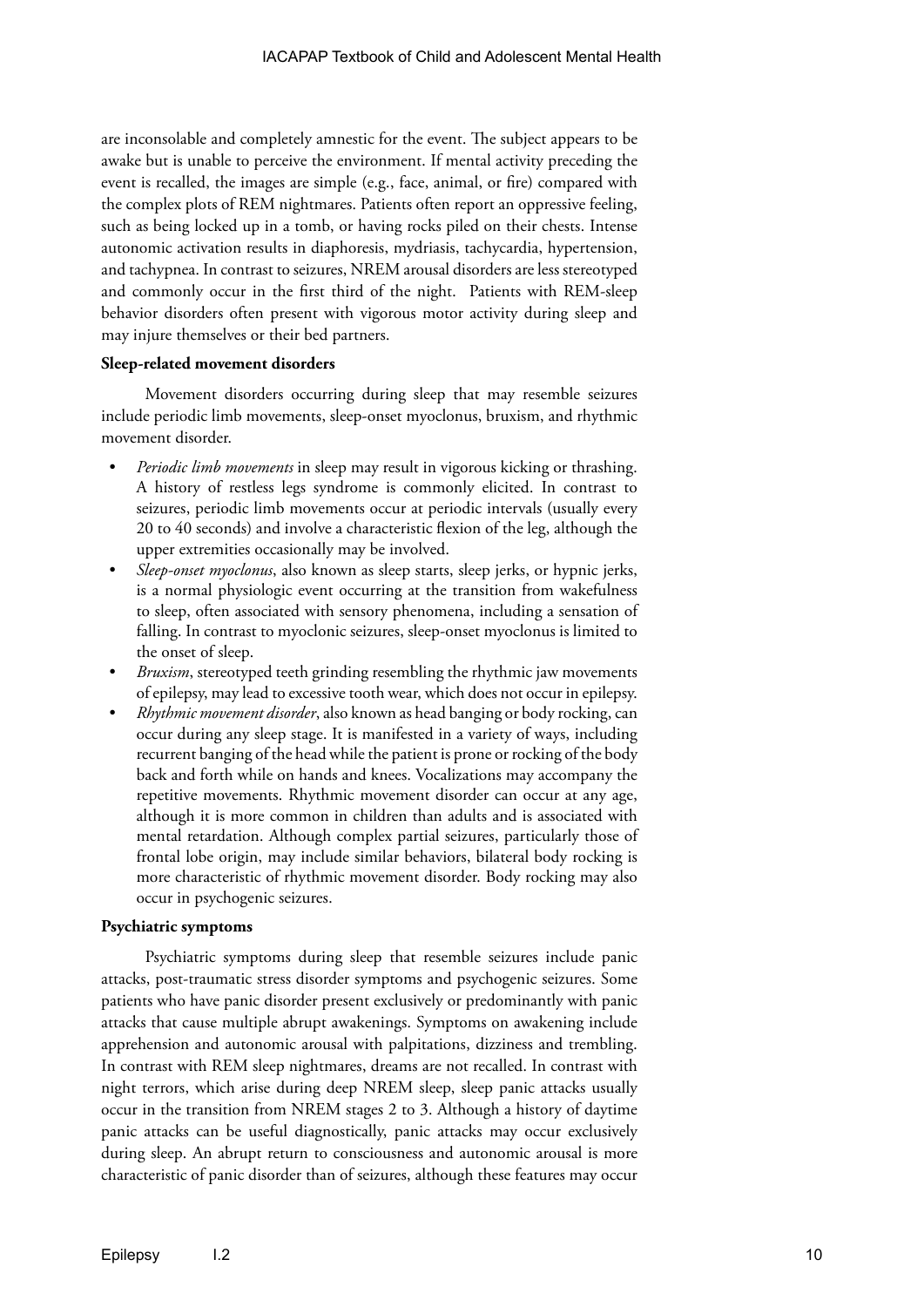are inconsolable and completely amnestic for the event. The subject appears to be awake but is unable to perceive the environment. If mental activity preceding the event is recalled, the images are simple (e.g., face, animal, or fire) compared with the complex plots of REM nightmares. Patients often report an oppressive feeling, such as being locked up in a tomb, or having rocks piled on their chests. Intense autonomic activation results in diaphoresis, mydriasis, tachycardia, hypertension, and tachypnea. In contrast to seizures, NREM arousal disorders are less stereotyped and commonly occur in the first third of the night. Patients with REM-sleep behavior disorders often present with vigorous motor activity during sleep and may injure themselves or their bed partners.

**Sleep-related movement disorders**

Movement disorders occurring during sleep that may resemble seizures include periodic limb movements, sleep-onset myoclonus, bruxism, and rhythmic movement disorder.

- *Periodic limb movements* in sleep may result in vigorous kicking or thrashing. A history of restless legs syndrome is commonly elicited. In contrast to seizures, periodic limb movements occur at periodic intervals (usually every 20 to 40 seconds) and involve a characteristic flexion of the leg, although the upper extremities occasionally may be involved.
- *Sleep-onset myoclonus*, also known as sleep starts, sleep jerks, or hypnic jerks, is a normal physiologic event occurring at the transition from wakefulness to sleep, often associated with sensory phenomena, including a sensation of falling. In contrast to myoclonic seizures, sleep-onset myoclonus is limited to the onset of sleep.
- *Bruxism*, stereotyped teeth grinding resembling the rhythmic jaw movements of epilepsy, may lead to excessive tooth wear, which does not occur in epilepsy.
- *Rhythmic movement disorder*, also known as head banging or body rocking, can occur during any sleep stage. It is manifested in a variety of ways, including recurrent banging of the head while the patient is prone or rocking of the body back and forth while on hands and knees. Vocalizations may accompany the repetitive movements. Rhythmic movement disorder can occur at any age, although it is more common in children than adults and is associated with mental retardation. Although complex partial seizures, particularly those of frontal lobe origin, may include similar behaviors, bilateral body rocking is more characteristic of rhythmic movement disorder. Body rocking may also occur in psychogenic seizures.

**Psychiatric symptoms**

Psychiatric symptoms during sleep that resemble seizures include panic attacks, post-traumatic stress disorder symptoms and psychogenic seizures. Some patients who have panic disorder present exclusively or predominantly with panic attacks that cause multiple abrupt awakenings. Symptoms on awakening include apprehension and autonomic arousal with palpitations, dizziness and trembling. In contrast with REM sleep nightmares, dreams are not recalled. In contrast with night terrors, which arise during deep NREM sleep, sleep panic attacks usually occur in the transition from NREM stages 2 to 3. Although a history of daytime panic attacks can be useful diagnostically, panic attacks may occur exclusively during sleep. An abrupt return to consciousness and autonomic arousal is more characteristic of panic disorder than of seizures, although these features may occur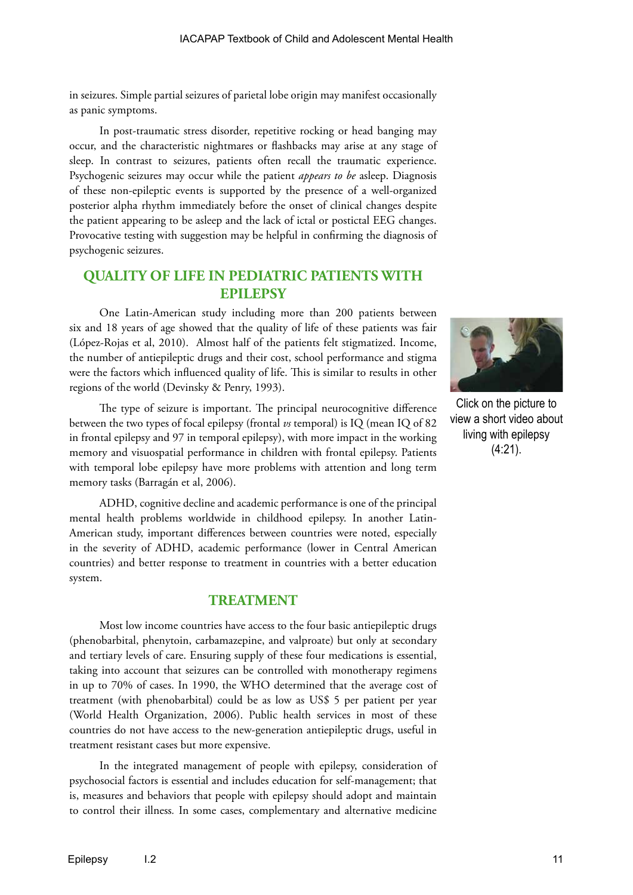in seizures. Simple partial seizures of parietal lobe origin may manifest occasionally as panic symptoms.

In post-traumatic stress disorder, repetitive rocking or head banging may occur, and the characteristic nightmares or flashbacks may arise at any stage of sleep. In contrast to seizures, patients often recall the traumatic experience. Psychogenic seizures may occur while the patient *appears to be* asleep. Diagnosis of these non-epileptic events is supported by the presence of a well-organized posterior alpha rhythm immediately before the onset of clinical changes despite the patient appearing to be asleep and the lack of ictal or postictal EEG changes. Provocative testing with suggestion may be helpful in confirming the diagnosis of psychogenic seizures.

## QUALITY OF LIFE IN PEDIATRIC PATIENTS WITH EPILEPSY

One Latin-American study including more than 200 patients between six and 18 years of age showed that the quality of life of these patients was fair (López-Rojas et al, 2010). Almost half of the patients felt stigmatized. Income, the number of antiepileptic drugs and their cost, school performance and stigma were the factors which influenced quality of life. This is similar to results in other regions of the world (Devinsky & Penry, 1993).

Click on the picture to view a short video about living with epilepsy (4:21).

The type of seizure is important. The principal neurocognitive difference between the two types of focal epilepsy (frontal *vs* temporal) is IQ (mean IQ of 82 in frontal epilepsy and 97 in temporal epilepsy), with more impact in the working memory and visuospatial performance in children with frontal epilepsy. Patients with temporal lobe epilepsy have more problems with attention and long term memory tasks (Barragán et al, 2006).

ADHD, cognitive decline and academic performance is one of the principal mental health problems worldwide in childhood epilepsy. In another Latin-American study, important differences between countries were noted, especially in the severity of ADHD, academic performance (lower in Central American countries) and better response to treatment in countries with a better education system.

## TREATMENT

Most low income countries have access to the four basic antiepileptic drugs (phenobarbital, phenytoin, carbamazepine, and valproate) but only at secondary and tertiary levels of care. Ensuring supply of these four medications is essential, taking into account that seizures can be controlled with monotherapy regimens in up to 70% of cases. In 1990, the WHO determined that the average cost of treatment (with phenobarbital) could be as low as US$ 5 per patient per year (World Health Organization, 2006). Public health services in most of these countries do not have access to the new-generation antiepileptic drugs, useful in treatment resistant cases but more expensive.

In the integrated management of people with epilepsy, consideration of psychosocial factors is essential and includes education for self-management; that is, measures and behaviors that people with epilepsy should adopt and maintain to control their illness. In some cases, complementary and alternative medicine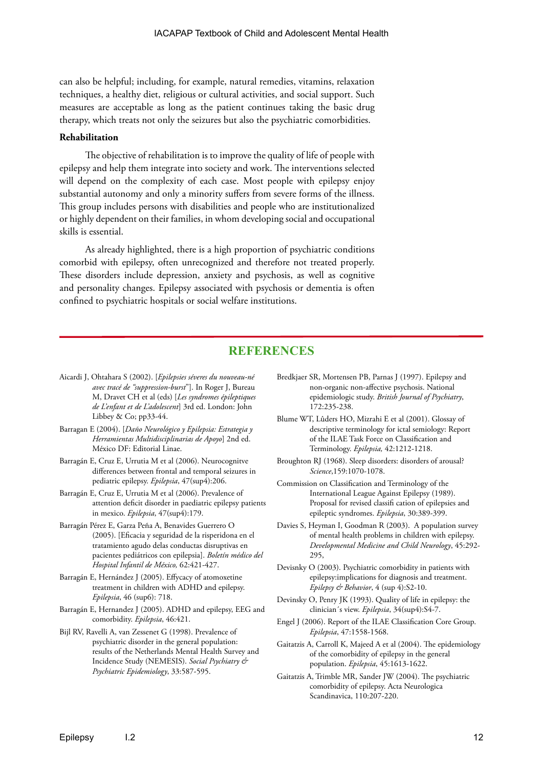can also be helpful; including, for example, natural remedies, vitamins, relaxation techniques, a healthy diet, religious or cultural activities, and social support. Such measures are acceptable as long as the patient continues taking the basic drug therapy, which treats not only the seizures but also the psychiatric comorbidities.

**Rehabilitation**

The objective of rehabilitation is to improve the quality of life of people with epilepsy and help them integrate into society and work. The interventions selected will depend on the complexity of each case. Most people with epilepsy enjoy substantial autonomy and only a minority suffers from severe forms of the illness. This group includes persons with disabilities and people who are institutionalized or highly dependent on their families, in whom developing social and occupational skills is essential.

As already highlighted, there is a high proportion of psychiatric conditions comorbid with epilepsy, often unrecognized and therefore not treated properly. These disorders include depression, anxiety and psychosis, as well as cognitive and personality changes. Epilepsy associated with psychosis or dementia is often confined to psychiatric hospitals or social welfare institutions.

## REFERENCES

Aicardi J, Ohtahara S (2002). [*Epilepsies séveres du nouveau-né avec tracé de "suppression-burst"*]. In Roger J, Bureau M, Dravet CH et al (eds) [*Les syndromes épileptiques de L'enfant et de L'adolescent*] 3rd ed. London: John Libbey & Co; pp33-44.

Barragan E (2004). [*Daño Neurológico y Epilepsia: Estrategia y Herramientas Multidisciplinarias de Apoyo*] 2nd ed. México DF: Editorial Linae.

Barragán E, Cruz E, Urrutia M et al (2006). Neurocognitve differences between frontal and temporal seizures in pediatric epilepsy. *Epilepsia*, 47(sup4):206.

Barragán E, Cruz E, Urrutia M et al (2006). Prevalence of attention deficit disorder in paediatric epilepsy patients in mexico. *Epilepsia*, 47(sup4):179.

Barragán Pérez E, Garza Peña A, Benavides Guerrero O (2005). [Eficacia y seguridad de la risperidona en el tratamiento agudo delas conductas disruptivas en pacientes pediátricos con epilepsia]. *Boletín médico del Hospital Infantil de México,* 62:421-427.

Barragán E, Hernández J (2005). Effycacy of atomoxetine treatment in children with ADHD and epilepsy. *Epilepsia*, 46 (sup6): 718.

Barragán E, Hernandez J (2005). ADHD and epilepsy, EEG and comorbidity. *Epilepsia*, 46:421.

Bijl RV, Ravelli A, van Zessenet G (1998). Prevalence of psychiatric disorder in the general population: results of the Netherlands Mental Health Survey and Incidence Study (NEMESIS). *Social Psychiatry & Psychiatric Epidemiology*, 33:587-595.

Bredkjaer SR, Mortensen PB, Parnas J (1997). Epilepsy and non-organic non-affective psychosis. National epidemiologic study. *British Journal of Psychiatry*, 172:235-238.

Blume WT, Lûders HO, Mizrahi E et al (2001). Glossay of descriptive terminology for ictal semiology: Report of the ILAE Task Force on Classification and Terminology. *Epilepsia,* 42:1212-1218.

Broughton RJ (1968). Sleep disorders: disorders of arousal? *Science*,159:1070-1078.

Commission on Classification and Terminology of the International League Against Epilepsy (1989). Proposal for revised classifi cation of epilepsies and epileptic syndromes. *Epilepsia*, 30:389-399.

Davies S, Heyman I, Goodman R (2003). A population survey of mental health problems in children with epilepsy. *Developmental Medicine and Child Neurology*, 45:292-295,

Devisnky O (2003). Psychiatric comorbidity in patients with epilepsy:implications for diagnosis and treatment. *Epilepsy & Behavior*, 4 (sup 4):S2-10.

Devinsky O, Penry JK (1993). Quality of life in epilepsy: the clinician´s view. *Epilepsia*, 34(sup4):S4-7.

Engel J (2006). Report of the ILAE Classification Core Group. *Epilepsia*, 47:1558-1568.

Gaitatzis A, Carroll K, Majeed A et al (2004). The epidemiology of the comorbidity of epilepsy in the general population. *Epilepsia*, 45:1613-1622.

Gaitatzis A, Trimble MR, Sander JW (2004). The psychiatric comorbidity of epilepsy. Acta Neurologica Scandinavica, 110:207-220.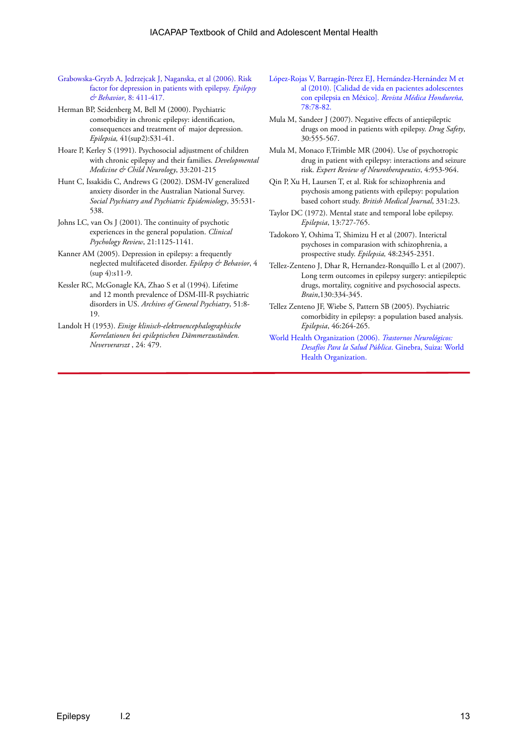Grabowska-Gryzb A, Jedrzejcak J, Naganska, et al (2006). Risk factor for depression in patients with epilepsy. *Epilepsy & Behavior*, 8: 411-417.

Herman BP, Seidenberg M, Bell M (2000). Psychiatric comorbidity in chronic epilepsy: identification, consequences and treatment of major depression. *Epilepsia,* 41(sup2):S31-41.

Hoare P, Kerley S (1991). Psychosocial adjustment of children with chronic epilepsy and their families. *Developmental Medicine & Child Neurology*, 33:201-215

Hunt C, Issakidis C, Andrews G (2002). DSM-IV generalized anxiety disorder in the Australian National Survey. *Social Psychiatry and Psychiatric Epidemiology*, 35:531-538.

Johns LC, van Os J (2001). The continuity of psychotic experiences in the general population. *Clinical Psychology Review*, 21:1125-1141.

Kanner AM (2005). Depression in epilepsy: a frequently neglected multifaceted disorder. *Epilepsy & Behavior*, 4 (sup 4):s11-9.

Kessler RC, McGonagle KA, Zhao S et al (1994). Lifetime and 12 month prevalence of DSM-III-R psychiatric disorders in US. *Archives of General Psychiatry*, 51:8-19.

Landolt H (1953). *Einige klinisch-elektroencephalographische Korrelationen bei epileptischen Dämmerzuständen. Neververarszt* , 24: 479.

López-Rojas V, Barragán-Pérez EJ, Hernández-Hernández M et al (2010). [Calidad de vida en pacientes adolescentes con epilepsia en México]. *Revista Médica Hondureña,* 78:78-82.

Mula M, Sandeer J (2007). Negative effects of antiepileptic drugs on mood in patients with epilepsy. *Drug Safety*, 30:555-567.

Mula M, Monaco F,Trimble MR (2004). Use of psychotropic drug in patient with epilepsy: interactions and seizure risk. *Expert Review of Neurotherapeutics*, 4:953-964.

Qin P, Xu H, Laursen T, et al. Risk for schizophrenia and psychosis among patients with epilepsy: population based cohort study. *British Medical Journal*, 331:23.

Taylor DC (1972). Mental state and temporal lobe epilepsy. *Epilepsia*, 13:727-765.

Tadokoro Y, Oshima T, Shimizu H et al (2007). Interictal psychoses in comparasion with schizophrenia, a prospective study. *Epilepsia,* 48:2345-2351.

Tellez-Zenteno J, Dhar R, Hernandez-Ronquillo L et al (2007). Long term outcomes in epilepsy surgery: antiepileptic drugs, mortality, cognitive and psychosocial aspects. *Brain*,130:334-345.

Tellez Zenteno JF, Wiebe S, Pattern SB (2005). Psychiatric comorbidity in epilepsy: a population based analysis. *Epilepsia*, 46:264-265.

World Health Organization (2006). *Trastornos Neurológicos: Desafíos Para la Salud Pública*. Ginebra, Suiza: World Health Organization.